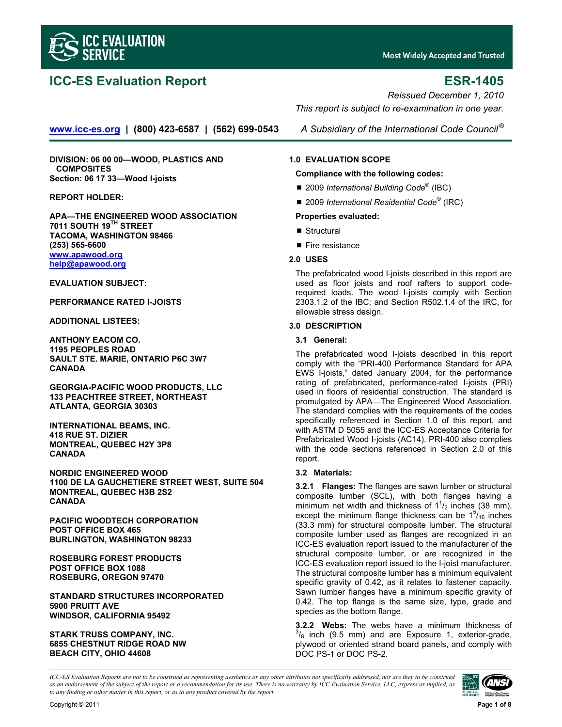# ICC-ES Evaluation Report

# ESR-1405

*Reissued December 1, 2010*

*This report is subject to re-examination in one year.*

www.icc-es.org | (800) 423-6587 | (562) 699-0543 *A Subsidiary of the International Code Council®*

**DIVISION: 06 00 00—WOOD, PLASTICS AND COMPOSITES**
**Section: 06 17 33—Wood I-joists**

**REPORT HOLDER:**

**APA—THE ENGINEERED WOOD ASSOCIATION**
**7011 SOUTH 19TH STREET**
**TACOMA, WASHINGTON 98466**
**(253) 565-6600**
**www.apawood.org**
**help@apawood.org**

**EVALUATION SUBJECT:**

**PERFORMANCE RATED I-JOISTS**

**ADDITIONAL LISTEES:**

**ANTHONY EACOM CO.**
**1195 PEOPLES ROAD**
**SAULT STE. MARIE, ONTARIO P6C 3W7**
**CANADA**

**GEORGIA-PACIFIC WOOD PRODUCTS, LLC**
**133 PEACHTREE STREET, NORTHEAST**
**ATLANTA, GEORGIA 30303**

**INTERNATIONAL BEAMS, INC.**
**418 RUE ST. DIZIER**
**MONTREAL, QUEBEC H2Y 3P8**
**CANADA**

**NORDIC ENGINEERED WOOD**
**1100 DE LA GAUCHETIERE STREET WEST, SUITE 504**
**MONTREAL, QUEBEC H3B 2S2**
**CANADA**

**PACIFIC WOODTECH CORPORATION**
**POST OFFICE BOX 465**
**BURLINGTON, WASHINGTON 98233**

**ROSEBURG FOREST PRODUCTS**
**POST OFFICE BOX 1088**
**ROSEBURG, OREGON 97470**

**STANDARD STRUCTURES INCORPORATED**
**5900 PRUITT AVE**
**WINDSOR, CALIFORNIA 95492**

**STARK TRUSS COMPANY, INC.**
**6855 CHESTNUT RIDGE ROAD NW**
**BEACH CITY, OHIO 44608**

## 1.0 EVALUATION SCOPE

**Compliance with the following codes:**

- 2009 *International Building Code®* (IBC)
- 2009 *International Residential Code®* (IRC)

**Properties evaluated:**

- Structural
- Fire resistance

## 2.0 USES

The prefabricated wood I-joists described in this report are used as floor joists and roof rafters to support code-required loads. The wood I-joists comply with Section 2303.1.2 of the IBC; and Section R502.1.4 of the IRC, for allowable stress design.

## 3.0 DESCRIPTION

### 3.1 General:

The prefabricated wood I-joists described in this report comply with the "PRI-400 Performance Standard for APA EWS I-joists," dated January 2004, for the performance rating of prefabricated, performance-rated I-joists (PRI) used in floors of residential construction. The standard is promulgated by APA—The Engineered Wood Association. The standard complies with the requirements of the codes specifically referenced in Section 1.0 of this report, and with ASTM D 5055 and the ICC-ES Acceptance Criteria for Prefabricated Wood I-joists (AC14). PRI-400 also complies with the code sections referenced in Section 2.0 of this report.

### 3.2 Materials:

**3.2.1 Flanges:** The flanges are sawn lumber or structural composite lumber (SCL), with both flanges having a minimum net width and thickness of $1^1/_2$ inches (38 mm), except the minimum flange thickness can be $1^5/_{16}$ inches (33.3 mm) for structural composite lumber. The structural composite lumber used as flanges are recognized in an ICC-ES evaluation report issued to the manufacturer of the structural composite lumber, or are recognized in the ICC-ES evaluation report issued to the I-joist manufacturer. The structural composite lumber has a minimum equivalent specific gravity of 0.42, as it relates to fastener capacity. Sawn lumber flanges have a minimum specific gravity of 0.42. The top flange is the same size, type, grade and species as the bottom flange.

**3.2.2 Webs:** The webs have a minimum thickness of $^3/_8$ inch (9.5 mm) and are Exposure 1, exterior-grade, plywood or oriented strand board panels, and comply with DOC PS-1 or DOC PS-2.

*ICC-ES Evaluation Reports are not to be construed as representing aesthetics or any other attributes not specifically addressed, nor are they to be construed as an endorsement of the subject of the report or a recommendation for its use. There is no warranty by ICC Evaluation Service, LLC, express or implied, as to any finding or other matter in this report, or as to any product covered by the report.*

Copyright © 2011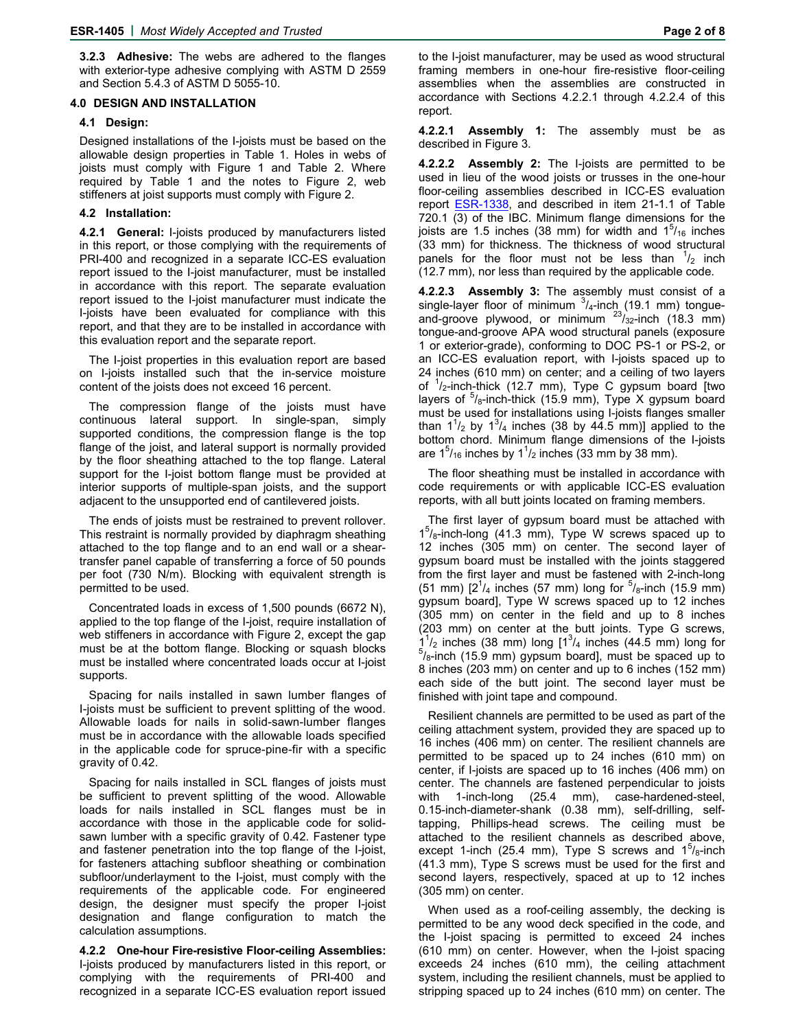**3.2.3 Adhesive:** The webs are adhered to the flanges with exterior-type adhesive complying with ASTM D 2559 and Section 5.4.3 of ASTM D 5055-10.

## 4.0 DESIGN AND INSTALLATION

### 4.1 Design:

Designed installations of the I-joists must be based on the allowable design properties in Table 1. Holes in webs of joists must comply with Figure 1 and Table 2. Where required by Table 1 and the notes to Figure 2, web stiffeners at joist supports must comply with Figure 2.

### 4.2 Installation:

**4.2.1 General:** I-joists produced by manufacturers listed in this report, or those complying with the requirements of PRI-400 and recognized in a separate ICC-ES evaluation report issued to the I-joist manufacturer, must be installed in accordance with this report. The separate evaluation report issued to the I-joist manufacturer must indicate the I-joists have been evaluated for compliance with this report, and that they are to be installed in accordance with this evaluation report and the separate report.

The I-joist properties in this evaluation report are based on I-joists installed such that the in-service moisture content of the joists does not exceed 16 percent.

The compression flange of the joists must have continuous lateral support. In single-span, simply supported conditions, the compression flange is the top flange of the joist, and lateral support is normally provided by the floor sheathing attached to the top flange. Lateral support for the I-joist bottom flange must be provided at interior supports of multiple-span joists, and the support adjacent to the unsupported end of cantilevered joists.

The ends of joists must be restrained to prevent rollover. This restraint is normally provided by diaphragm sheathing attached to the top flange and to an end wall or a shear-transfer panel capable of transferring a force of 50 pounds per foot (730 N/m). Blocking with equivalent strength is permitted to be used.

Concentrated loads in excess of 1,500 pounds (6672 N), applied to the top flange of the I-joist, require installation of web stiffeners in accordance with Figure 2, except the gap must be at the bottom flange. Blocking or squash blocks must be installed where concentrated loads occur at I-joist supports.

Spacing for nails installed in sawn lumber flanges of I-joists must be sufficient to prevent splitting of the wood. Allowable loads for nails in solid-sawn-lumber flanges must be in accordance with the allowable loads specified in the applicable code for spruce-pine-fir with a specific gravity of 0.42.

Spacing for nails installed in SCL flanges of joists must be sufficient to prevent splitting of the wood. Allowable loads for nails installed in SCL flanges must be in accordance with those in the applicable code for solid-sawn lumber with a specific gravity of 0.42. Fastener type and fastener penetration into the top flange of the I-joist, for fasteners attaching subfloor sheathing or combination subfloor/underlayment to the I-joist, must comply with the requirements of the applicable code. For engineered design, the designer must specify the proper I-joist designation and flange configuration to match the calculation assumptions.

**4.2.2 One-hour Fire-resistive Floor-ceiling Assemblies:** I-joists produced by manufacturers listed in this report, or complying with the requirements of PRI-400 and recognized in a separate ICC-ES evaluation report issued to the I-joist manufacturer, may be used as wood structural framing members in one-hour fire-resistive floor-ceiling assemblies when the assemblies are constructed in accordance with Sections 4.2.2.1 through 4.2.2.4 of this report.

**4.2.2.1 Assembly 1:** The assembly must be as described in Figure 3.

**4.2.2.2 Assembly 2:** The I-joists are permitted to be used in lieu of the wood joists or trusses in the one-hour floor-ceiling assemblies described in ICC-ES evaluation report ESR-1338, and described in item 21-1.1 of Table 720.1 (3) of the IBC. Minimum flange dimensions for the joists are 1.5 inches (38 mm) for width and $1^{5}/_{16}$ inches (33 mm) for thickness. The thickness of wood structural panels for the floor must not be less than $^{1}/_{2}$ inch (12.7 mm), nor less than required by the applicable code.

**4.2.2.3 Assembly 3:** The assembly must consist of a single-layer floor of minimum $^{3}/_{4}$-inch (19.1 mm) tongue-and-groove plywood, or minimum $^{23}/_{32}$-inch (18.3 mm) tongue-and-groove APA wood structural panels (exposure 1 or exterior-grade), conforming to DOC PS-1 or PS-2, or an ICC-ES evaluation report, with I-joists spaced up to 24 inches (610 mm) on center; and a ceiling of two layers of $^{1}/_{2}$-inch-thick (12.7 mm), Type C gypsum board [two layers of $^{5}/_{8}$-inch-thick (15.9 mm), Type X gypsum board must be used for installations using I-joists flanges smaller than $1^{1}/_{2}$ by $1^{3}/_{4}$ inches (38 by 44.5 mm)] applied to the bottom chord. Minimum flange dimensions of the I-joists are $1^{5}/_{16}$ inches by $1^{1}/_{2}$ inches (33 mm by 38 mm).

The floor sheathing must be installed in accordance with code requirements or with applicable ICC-ES evaluation reports, with all butt joints located on framing members.

The first layer of gypsum board must be attached with $1^{5}/_{8}$-inch-long (41.3 mm), Type W screws spaced up to 12 inches (305 mm) on center. The second layer of gypsum board must be installed with the joints staggered from the first layer and must be fastened with 2-inch-long (51 mm) [$2^{1}/_{4}$ inches (57 mm) long for $^{5}/_{8}$-inch (15.9 mm) gypsum board], Type W screws spaced up to 12 inches (305 mm) on center in the field and up to 8 inches (203 mm) on center at the butt joints. Type G screws, $1^{1}/_{2}$ inches (38 mm) long [$1^{3}/_{4}$ inches (44.5 mm) long for $^{5}/_{8}$-inch (15.9 mm) gypsum board], must be spaced up to 8 inches (203 mm) on center and up to 6 inches (152 mm) each side of the butt joint. The second layer must be finished with joint tape and compound.

Resilient channels are permitted to be used as part of the ceiling attachment system, provided they are spaced up to 16 inches (406 mm) on center. The resilient channels are permitted to be spaced up to 24 inches (610 mm) on center, if I-joists are spaced up to 16 inches (406 mm) on center. The channels are fastened perpendicular to joists with 1-inch-long (25.4 mm), case-hardened-steel, 0.15-inch-diameter-shank (0.38 mm), self-drilling, self-tapping, Phillips-head screws. The ceiling must be attached to the resilient channels as described above, except 1-inch (25.4 mm), Type S screws and $1^{5}/_{8}$-inch (41.3 mm), Type S screws must be used for the first and second layers, respectively, spaced at up to 12 inches (305 mm) on center.

When used as a roof-ceiling assembly, the decking is permitted to be any wood deck specified in the code, and the I-joist spacing is permitted to exceed 24 inches (610 mm) on center. However, when the I-joist spacing exceeds 24 inches (610 mm), the ceiling attachment system, including the resilient channels, must be applied to stripping spaced up to 24 inches (610 mm) on center. The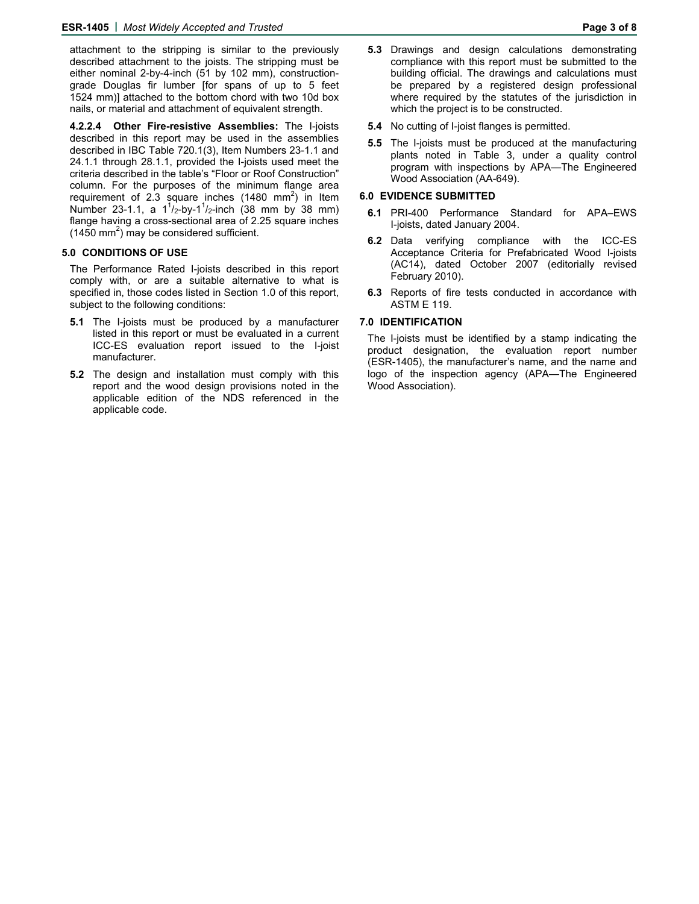attachment to the stripping is similar to the previously described attachment to the joists. The stripping must be either nominal 2-by-4-inch (51 by 102 mm), construction-grade Douglas fir lumber [for spans of up to 5 feet 1524 mm)] attached to the bottom chord with two 10d box nails, or material and attachment of equivalent strength.

**4.2.2.4 Other Fire-resistive Assemblies:** The I-joists described in this report may be used in the assemblies described in IBC Table 720.1(3), Item Numbers 23-1.1 and 24.1.1 through 28.1.1, provided the I-joists used meet the criteria described in the table's "Floor or Roof Construction" column. For the purposes of the minimum flange area requirement of 2.3 square inches (1480 mm$^2$) in Item Number 23-1.1, a $1^1/_2$-by-$1^1/_2$-inch (38 mm by 38 mm) flange having a cross-sectional area of 2.25 square inches (1450 mm$^2$) may be considered sufficient.

## 5.0 CONDITIONS OF USE

The Performance Rated I-joists described in this report comply with, or are a suitable alternative to what is specified in, those codes listed in Section 1.0 of this report, subject to the following conditions:

**5.1** The I-joists must be produced by a manufacturer listed in this report or must be evaluated in a current ICC-ES evaluation report issued to the I-joist manufacturer.

**5.2** The design and installation must comply with this report and the wood design provisions noted in the applicable edition of the NDS referenced in the applicable code.

**5.3** Drawings and design calculations demonstrating compliance with this report must be submitted to the building official. The drawings and calculations must be prepared by a registered design professional where required by the statutes of the jurisdiction in which the project is to be constructed.

**5.4** No cutting of I-joist flanges is permitted.

**5.5** The I-joists must be produced at the manufacturing plants noted in Table 3, under a quality control program with inspections by APA—The Engineered Wood Association (AA-649).

## 6.0 EVIDENCE SUBMITTED

**6.1** PRI-400 Performance Standard for APA–EWS I-joists, dated January 2004.

**6.2** Data verifying compliance with the ICC-ES Acceptance Criteria for Prefabricated Wood I-joists (AC14), dated October 2007 (editorially revised February 2010).

**6.3** Reports of fire tests conducted in accordance with ASTM E 119.

## 7.0 IDENTIFICATION

The I-joists must be identified by a stamp indicating the product designation, the evaluation report number (ESR-1405), the manufacturer's name, and the name and logo of the inspection agency (APA—The Engineered Wood Association).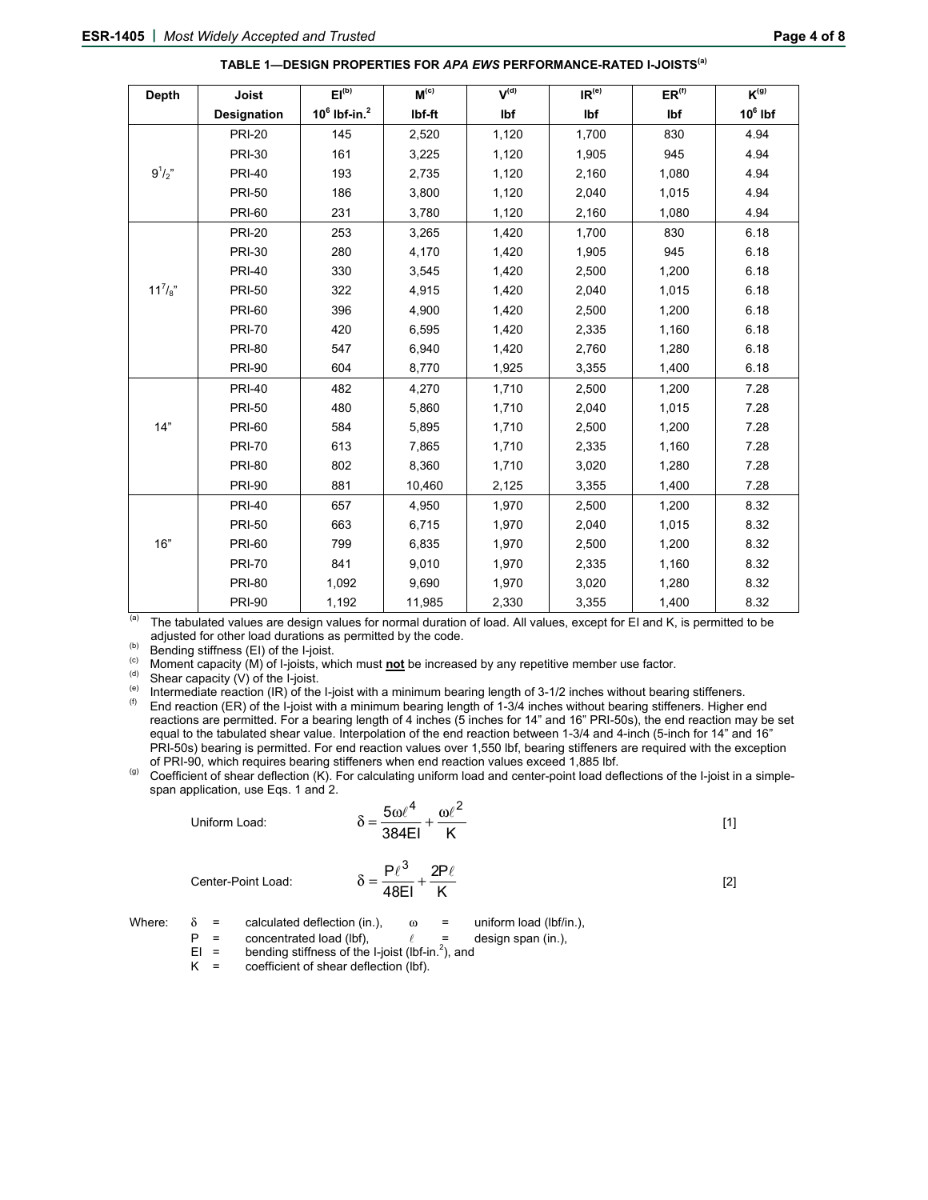**TABLE 1—DESIGN PROPERTIES FOR *APA EWS* PERFORMANCE-RATED I-JOISTS[a]**

| Depth | Joist Designation | EI[b] $10^6$ lbf-in.$^2$ | M[c] lbf-ft | V[d] lbf | IR[e] lbf | ER[f] lbf | K[g] $10^6$ lbf |
|---|---|---|---|---|---|---|---|
| $9^1/_2$" | PRI-20 | 145 | 2,520 | 1,120 | 1,700 | 830 | 4.94 |
| | PRI-30 | 161 | 3,225 | 1,120 | 1,905 | 945 | 4.94 |
| | PRI-40 | 193 | 2,735 | 1,120 | 2,160 | 1,080 | 4.94 |
| | PRI-50 | 186 | 3,800 | 1,120 | 2,040 | 1,015 | 4.94 |
| | PRI-60 | 231 | 3,780 | 1,120 | 2,160 | 1,080 | 4.94 |
| $11^7/_8$" | PRI-20 | 253 | 3,265 | 1,420 | 1,700 | 830 | 6.18 |
| | PRI-30 | 280 | 4,170 | 1,420 | 1,905 | 945 | 6.18 |
| | PRI-40 | 330 | 3,545 | 1,420 | 2,500 | 1,200 | 6.18 |
| | PRI-50 | 322 | 4,915 | 1,420 | 2,040 | 1,015 | 6.18 |
| | PRI-60 | 396 | 4,900 | 1,420 | 2,500 | 1,200 | 6.18 |
| | PRI-70 | 420 | 6,595 | 1,420 | 2,335 | 1,160 | 6.18 |
| | PRI-80 | 547 | 6,940 | 1,420 | 2,760 | 1,280 | 6.18 |
| | PRI-90 | 604 | 8,770 | 1,925 | 3,355 | 1,400 | 6.18 |
| 14" | PRI-40 | 482 | 4,270 | 1,710 | 2,500 | 1,200 | 7.28 |
| | PRI-50 | 480 | 5,860 | 1,710 | 2,040 | 1,015 | 7.28 |
| | PRI-60 | 584 | 5,895 | 1,710 | 2,500 | 1,200 | 7.28 |
| | PRI-70 | 613 | 7,865 | 1,710 | 2,335 | 1,160 | 7.28 |
| | PRI-80 | 802 | 8,360 | 1,710 | 3,020 | 1,280 | 7.28 |
| | PRI-90 | 881 | 10,460 | 2,125 | 3,355 | 1,400 | 7.28 |
| 16" | PRI-40 | 657 | 4,950 | 1,970 | 2,500 | 1,200 | 8.32 |
| | PRI-50 | 663 | 6,715 | 1,970 | 2,040 | 1,015 | 8.32 |
| | PRI-60 | 799 | 6,835 | 1,970 | 2,500 | 1,200 | 8.32 |
| | PRI-70 | 841 | 9,010 | 1,970 | 2,335 | 1,160 | 8.32 |
| | PRI-80 | 1,092 | 9,690 | 1,970 | 3,020 | 1,280 | 8.32 |
| | PRI-90 | 1,192 | 11,985 | 2,330 | 3,355 | 1,400 | 8.32 |

[a] The tabulated values are design values for normal duration of load. All values, except for EI and K, is permitted to be adjusted for other load durations as permitted by the code.

[b] Bending stiffness (EI) of the I-joist.

[c] Moment capacity (M) of I-joists, which must **not** be increased by any repetitive member use factor.

[d] Shear capacity (V) of the I-joist.

[e] Intermediate reaction (IR) of the I-joist with a minimum bearing length of 3-1/2 inches without bearing stiffeners.

[f] End reaction (ER) of the I-joist with a minimum bearing length of 1-3/4 inches without bearing stiffeners. Higher end reactions are permitted. For a bearing length of 4 inches (5 inches for 14" and 16" PRI-50s), the end reaction may be set equal to the tabulated shear value. Interpolation of the end reaction between 1-3/4 and 4-inch (5-inch for 14" and 16" PRI-50s) bearing is permitted. For end reaction values over 1,550 lbf, bearing stiffeners are required with the exception of PRI-90, which requires bearing stiffeners when end reaction values exceed 1,885 lbf.

[g] Coefficient of shear deflection (K). For calculating uniform load and center-point load deflections of the I-joist in a simple-span application, use Eqs. 1 and 2.

Uniform Load:

$$\delta = \frac{5\omega\ell^4}{384EI} + \frac{\omega\ell^2}{K} \qquad [1]$$

Center-Point Load:

$$\delta = \frac{P\ell^3}{48EI} + \frac{2P\ell}{K} \qquad [2]$$

Where:

- $\delta$ = calculated deflection (in.),
- $\omega$ = uniform load (lbf/in.),
- $P$ = concentrated load (lbf),
- $\ell$ = design span (in.),
- $EI$ = bending stiffness of the I-joist (lbf-in.$^2$), and
- $K$ = coefficient of shear deflection (lbf).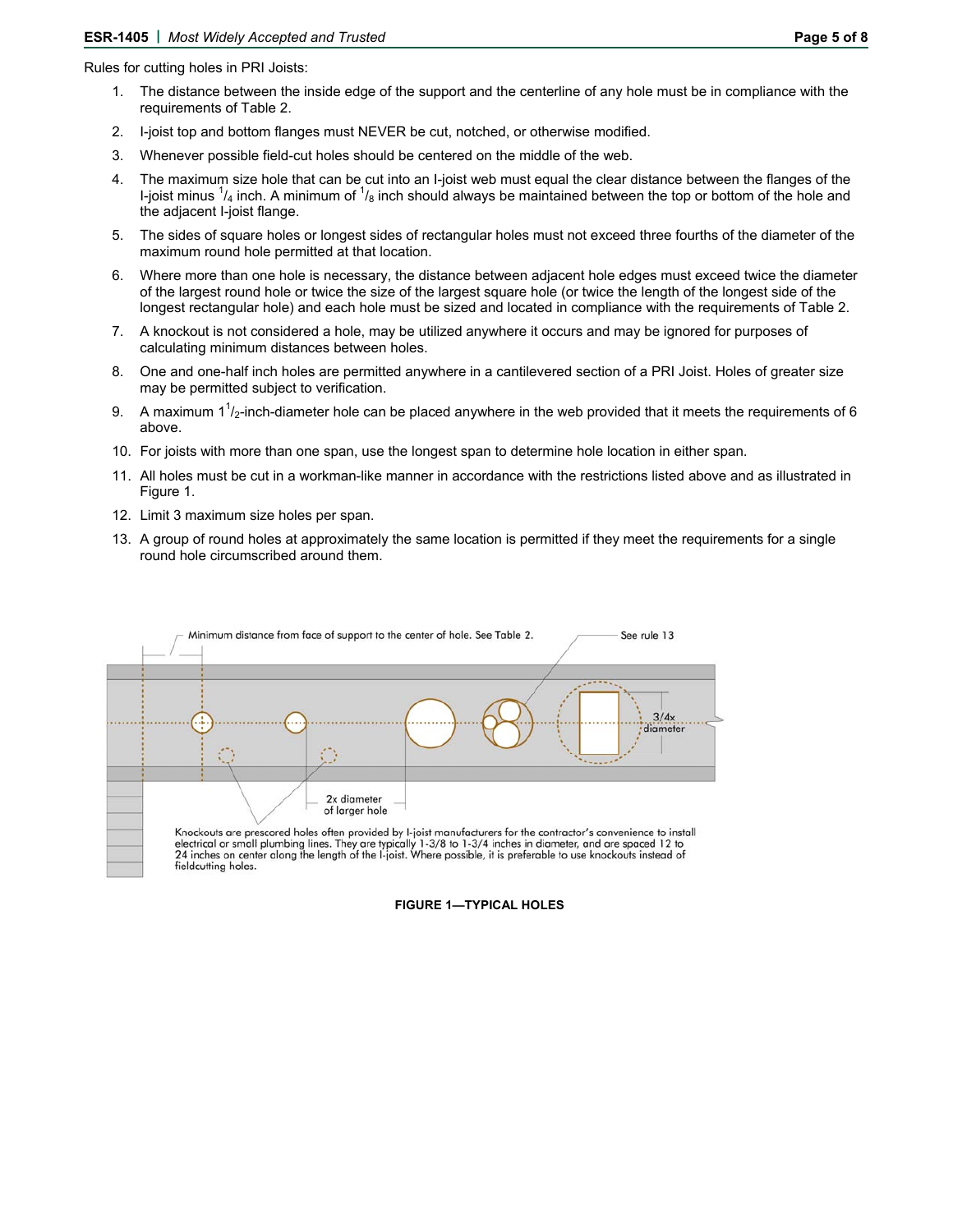Rules for cutting holes in PRI Joists:

1. The distance between the inside edge of the support and the centerline of any hole must be in compliance with the requirements of Table 2.
2. I-joist top and bottom flanges must NEVER be cut, notched, or otherwise modified.
3. Whenever possible field-cut holes should be centered on the middle of the web.
4. The maximum size hole that can be cut into an I-joist web must equal the clear distance between the flanges of the I-joist minus $^1/_4$ inch. A minimum of $^1/_8$ inch should always be maintained between the top or bottom of the hole and the adjacent I-joist flange.
5. The sides of square holes or longest sides of rectangular holes must not exceed three fourths of the diameter of the maximum round hole permitted at that location.
6. Where more than one hole is necessary, the distance between adjacent hole edges must exceed twice the diameter of the largest round hole or twice the size of the largest square hole (or twice the length of the longest side of the longest rectangular hole) and each hole must be sized and located in compliance with the requirements of Table 2.
7. A knockout is not considered a hole, may be utilized anywhere it occurs and may be ignored for purposes of calculating minimum distances between holes.
8. One and one-half inch holes are permitted anywhere in a cantilevered section of a PRI Joist. Holes of greater size may be permitted subject to verification.
9. A maximum $1^1/_2$-inch-diameter hole can be placed anywhere in the web provided that it meets the requirements of 6 above.
10. For joists with more than one span, use the longest span to determine hole location in either span.
11. All holes must be cut in a workman-like manner in accordance with the restrictions listed above and as illustrated in Figure 1.
12. Limit 3 maximum size holes per span.
13. A group of round holes at approximately the same location is permitted if they meet the requirements for a single round hole circumscribed around them.

Minimum distance from face of support to the center of hole. See Table 2.

See rule 13

3/4x diameter

2x diameter of larger hole

Knockouts are prescored holes often provided by I-joist manufacturers for the contractor's convenience to install electrical or small plumbing lines. They are typically 1-3/8 to 1-3/4 inches in diameter, and are spaced 12 to 24 inches on center along the length of the I-joist. Where possible, it is preferable to use knockouts instead of fieldcutting holes.

**FIGURE 1—TYPICAL HOLES**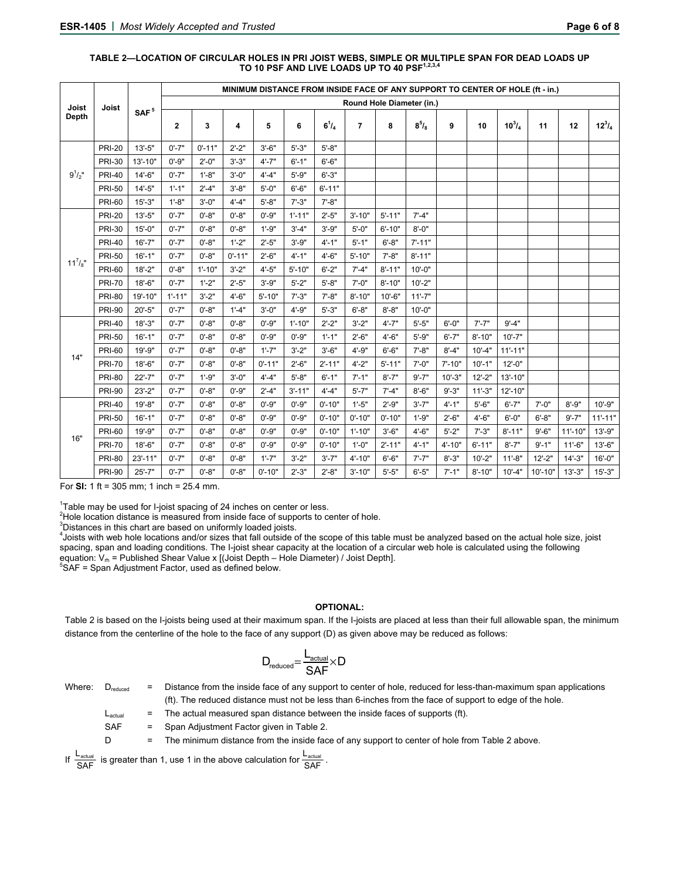**TABLE 2—LOCATION OF CIRCULAR HOLES IN PRI JOIST WEBS, SIMPLE OR MULTIPLE SPAN FOR DEAD LOADS UP TO 10 PSF AND LIVE LOADS UP TO 40 PSF[1,2,3,4]**

| Joist Depth | Joist | SAF[5] | MINIMUM DISTANCE FROM INSIDE FACE OF ANY SUPPORT TO CENTER OF HOLE (ft - in.) | | | | | | | | | | | | | | |
|---|---|---|---|---|---|---|---|---|---|---|---|---|---|---|---|---|---|
| | | | Round Hole Diameter (in.) | | | | | | | | | | | | | | |
| | | | 2 | 3 | 4 | 5 | 6 | $6^1/_4$ | 7 | 8 | $8^5/_8$ | 9 | 10 | $10^3/_4$ | 11 | 12 | $12^3/_4$ |
| $9^1/_2$" | PRI-20 | 13'-5" | 0'-7" | 0'-11" | 2'-2" | 3'-6" | 5'-3" | 5'-8" | | | | | | | | | |
| | PRI-30 | 13'-10" | 0'-9" | 2'-0" | 3'-3" | 4'-7" | 6'-1" | 6'-6" | | | | | | | | | |
| | PRI-40 | 14'-6" | 0'-7" | 1'-8" | 3'-0" | 4'-4" | 5'-9" | 6'-3" | | | | | | | | | |
| | PRI-50 | 14'-5" | 1'-1" | 2'-4" | 3'-8" | 5'-0" | 6'-6" | 6'-11" | | | | | | | | | |
| | PRI-60 | 15'-3" | 1'-8" | 3'-0" | 4'-4" | 5'-8" | 7'-3" | 7'-8" | | | | | | | | | |
| $11^7/_8$" | PRI-20 | 13'-5" | 0'-7" | 0'-8" | 0'-8" | 0'-9" | 1'-11" | 2'-5" | 3'-10" | 5'-11" | 7'-4" | | | | | | |
| | PRI-30 | 15'-0" | 0'-7" | 0'-8" | 0'-8" | 1'-9" | 3'-4" | 3'-9" | 5'-0" | 6'-10" | 8'-0" | | | | | | |
| | PRI-40 | 16'-7" | 0'-7" | 0'-8" | 1'-2" | 2'-5" | 3'-9" | 4'-1" | 5'-1" | 6'-8" | 7'-11" | | | | | | |
| | PRI-50 | 16'-1" | 0'-7" | 0'-8" | 0'-11" | 2'-6" | 4'-1" | 4'-6" | 5'-10" | 7'-8" | 8'-11" | | | | | | |
| | PRI-60 | 18'-2" | 0'-8" | 1'-10" | 3'-2" | 4'-5" | 5'-10" | 6'-2" | 7'-4" | 8'-11" | 10'-0" | | | | | | |
| | PRI-70 | 18'-6" | 0'-7" | 1'-2" | 2'-5" | 3'-9" | 5'-2" | 5'-8" | 7'-0" | 8'-10" | 10'-2" | | | | | | |
| | PRI-80 | 19'-10" | 1'-11" | 3'-2" | 4'-6" | 5'-10" | 7'-3" | 7'-8" | 8'-10" | 10'-6" | 11'-7" | | | | | | |
| | PRI-90 | 20'-5" | 0'-7" | 0'-8" | 1'-4" | 3'-0" | 4'-9" | 5'-3" | 6'-8" | 8'-8" | 10'-0" | | | | | | |
| 14" | PRI-40 | 18'-3" | 0'-7" | 0'-8" | 0'-8" | 0'-9" | 1'-10" | 2'-2" | 3'-2" | 4'-7" | 5'-5" | 6'-0" | 7'-7" | 9'-4" | | | |
| | PRI-50 | 16'-1" | 0'-7" | 0'-8" | 0'-8" | 0'-9" | 0'-9" | 1'-1" | 2'-6" | 4'-6" | 5'-9" | 6'-7" | 8'-10" | 10'-7" | | | |
| | PRI-60 | 19'-9" | 0'-7" | 0'-8" | 0'-8" | 1'-7" | 3'-2" | 3'-6" | 4'-9" | 6'-6" | 7'-8" | 8'-4" | 10'-4" | 11'-11" | | | |
| | PRI-70 | 18'-6" | 0'-7" | 0'-8" | 0'-8" | 0'-11" | 2'-6" | 2'-11" | 4'-2" | 5'-11" | 7'-0" | 7'-10" | 10'-1" | 12'-0" | | | |
| | PRI-80 | 22'-7" | 0'-7" | 1'-9" | 3'-0" | 4'-4" | 5'-8" | 6'-1" | 7'-1" | 8'-7" | 9'-7" | 10'-3" | 12'-2" | 13'-10" | | | |
| | PRI-90 | 23'-2" | 0'-7" | 0'-8" | 0'-9" | 2'-4" | 3'-11" | 4'-4" | 5'-7" | 7'-4" | 8'-6" | 9'-3" | 11'-3" | 12'-10" | | | |
| 16" | PRI-40 | 19'-8" | 0'-7" | 0'-8" | 0'-8" | 0'-9" | 0'-9" | 0'-10" | 1'-5" | 2'-9" | 3'-7" | 4'-1" | 5'-6" | 6'-7" | 7'-0" | 8'-9" | 10'-9" |
| | PRI-50 | 16'-1" | 0'-7" | 0'-8" | 0'-8" | 0'-9" | 0'-9" | 0'-10" | 0'-10" | 0'-10" | 1'-9" | 2'-6" | 4'-6" | 6'-0" | 6'-8" | 9'-7" | 11'-11" |
| | PRI-60 | 19'-9" | 0'-7" | 0'-8" | 0'-8" | 0'-9" | 0'-9" | 0'-10" | 1'-10" | 3'-6" | 4'-6" | 5'-2" | 7'-3" | 8'-11" | 9'-6" | 11'-10" | 13'-9" |
| | PRI-70 | 18'-6" | 0'-7" | 0'-8" | 0'-8" | 0'-9" | 0'-9" | 0'-10" | 1'-0" | 2'-11" | 4'-1" | 4'-10" | 6'-11" | 8'-7" | 9'-1" | 11'-6" | 13'-6" |
| | PRI-80 | 23'-11" | 0'-7" | 0'-8" | 0'-8" | 1'-7" | 3'-2" | 3'-7" | 4'-10" | 6'-6" | 7'-7" | 8'-3" | 10'-2" | 11'-8" | 12'-2" | 14'-3" | 16'-0" |
| | PRI-90 | 25'-7" | 0'-7" | 0'-8" | 0'-8" | 0'-10" | 2'-3" | 2'-8" | 3'-10" | 5'-5" | 6'-5" | 7'-1" | 8'-10" | 10'-4" | 10'-10" | 13'-3" | 15'-3" |

For **SI:** 1 ft = 305 mm; 1 inch = 25.4 mm.

[1]Table may be used for I-joist spacing of 24 inches on center or less.
[2]Hole location distance is measured from inside face of supports to center of hole.
[3]Distances in this chart are based on uniformly loaded joists.
[4]Joists with web hole locations and/or sizes that fall outside of the scope of this table must be analyzed based on the actual hole size, joist spacing, span and loading conditions. The I-joist shear capacity at the location of a circular web hole is calculated using the following equation: $V_{rh}$ = Published Shear Value x [(Joist Depth – Hole Diameter) / Joist Depth].
[5]SAF = Span Adjustment Factor, used as defined below.

**OPTIONAL:**

Table 2 is based on the I-joists being used at their maximum span. If the I-joists are placed at less than their full allowable span, the minimum distance from the centerline of the hole to the face of any support (D) as given above may be reduced as follows:

$$D_{reduced} = \frac{L_{actual}}{SAF} \times D$$

Where:
- $D_{reduced}$ = Distance from the inside face of any support to center of hole, reduced for less-than-maximum span applications (ft). The reduced distance must not be less than 6-inches from the face of support to edge of the hole.
- $L_{actual}$ = The actual measured span distance between the inside faces of supports (ft).
- SAF = Span Adjustment Factor given in Table 2.
- D = The minimum distance from the inside face of any support to center of hole from Table 2 above.

If $\frac{L_{actual}}{SAF}$ is greater than 1, use 1 in the above calculation for $\frac{L_{actual}}{SAF}$.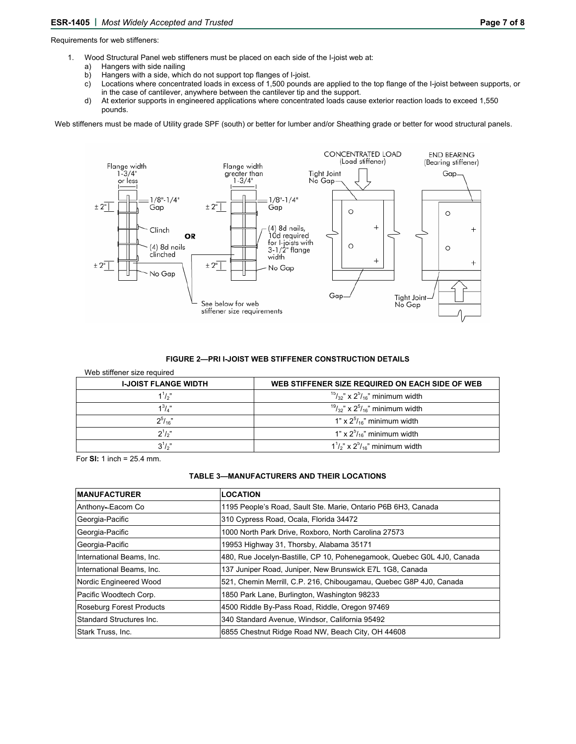Requirements for web stiffeners:

1. Wood Structural Panel web stiffeners must be placed on each side of the I-joist web at:
   a) Hangers with side nailing
   b) Hangers with a side, which do not support top flanges of I-joist.
   c) Locations where concentrated loads in excess of 1,500 pounds are applied to the top flange of the I-joist between supports, or in the case of cantilever, anywhere between the cantilever tip and the support.
   d) At exterior supports in engineered applications where concentrated loads cause exterior reaction loads to exceed 1,550 pounds.

Web stiffeners must be made of Utility grade SPF (south) or better for lumber and/or Sheathing grade or better for wood structural panels.

Flange width 1-3/4" or less | Flange width greater than 1-3/4" | CONCENTRATED LOAD (Load stiffener) | END BEARING (Bearing stiffener)

±2" | 1/8"-1/4" Gap | Clinch | (4) 8d nails clinched | No Gap | OR | ±2" | 1/8"-1/4" Gap | (4) 8d nails, 10d required for I-joists with 3-1/2" flange width | No Gap | Tight Joint No Gap | Gap | Gap | Tight Joint No Gap

See below for web stiffener size requirements

**FIGURE 2—PRI I-JOIST WEB STIFFENER CONSTRUCTION DETAILS**

Web stiffener size required

| I-JOIST FLANGE WIDTH | WEB STIFFENER SIZE REQUIRED ON EACH SIDE OF WEB |
|---|---|
| $1^1/_2$" | $^{15}/_{32}$" x $2^5/_{16}$" minimum width |
| $1^3/_4$" | $^{19}/_{32}$" x $2^5/_{16}$" minimum width |
| $2^5/_{16}$" | 1" x $2^5/_{16}$" minimum width |
| $2^1/_2$" | 1" x $2^5/_{16}$" minimum width |
| $3^1/_2$" | $1^1/_2$" x $2^5/_{16}$" minimum width |

For **SI:** 1 inch = 25.4 mm.

**TABLE 3—MANUFACTURERS AND THEIR LOCATIONS**

| MANUFACTURER | LOCATION |
|---|---|
| Anthony-Eacom Co | 1195 People's Road, Sault Ste. Marie, Ontario P6B 6H3, Canada |
| Georgia-Pacific | 310 Cypress Road, Ocala, Florida 34472 |
| Georgia-Pacific | 1000 North Park Drive, Roxboro, North Carolina 27573 |
| Georgia-Pacific | 19953 Highway 31, Thorsby, Alabama 35171 |
| International Beams, Inc. | 480, Rue Jocelyn-Bastille, CP 10, Pohenegamook, Quebec G0L 4J0, Canada |
| International Beams, Inc. | 137 Juniper Road, Juniper, New Brunswick E7L 1G8, Canada |
| Nordic Engineered Wood | 521, Chemin Merrill, C.P. 216, Chibougamau, Quebec G8P 4J0, Canada |
| Pacific Woodtech Corp. | 1850 Park Lane, Burlington, Washington 98233 |
| Roseburg Forest Products | 4500 Riddle By-Pass Road, Riddle, Oregon 97469 |
| Standard Structures Inc. | 340 Standard Avenue, Windsor, California 95492 |
| Stark Truss, Inc. | 6855 Chestnut Ridge Road NW, Beach City, OH 44608 |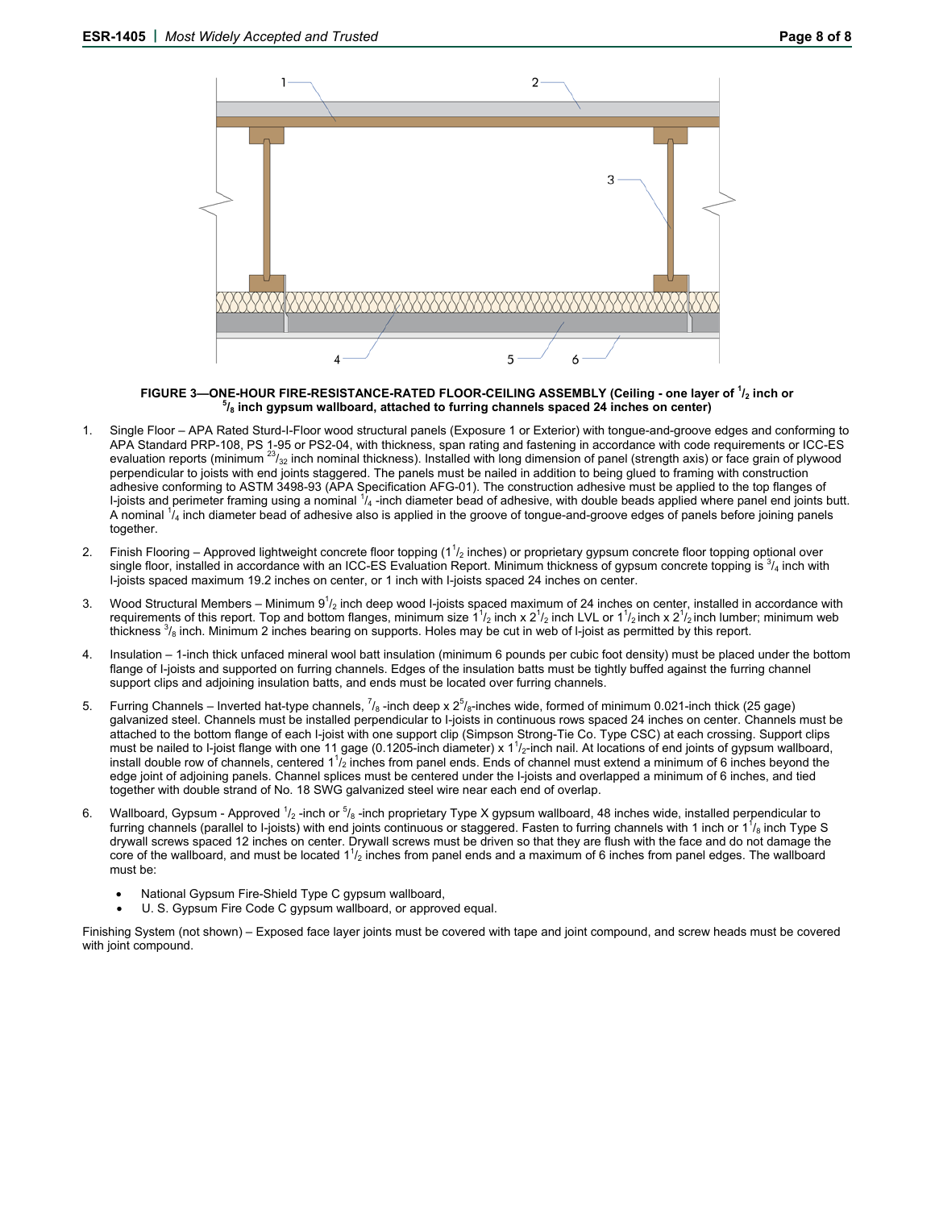1

2

3

4

5

6

**FIGURE 3—ONE-HOUR FIRE-RESISTANCE-RATED FLOOR-CEILING ASSEMBLY (Ceiling - one layer of $^1/_2$ inch or $^5/_8$ inch gypsum wallboard, attached to furring channels spaced 24 inches on center)**

1. Single Floor – APA Rated Sturd-I-Floor wood structural panels (Exposure 1 or Exterior) with tongue-and-groove edges and conforming to APA Standard PRP-108, PS 1-95 or PS2-04, with thickness, span rating and fastening in accordance with code requirements or ICC-ES evaluation reports (minimum $^{23}/_{32}$ inch nominal thickness). Installed with long dimension of panel (strength axis) or face grain of plywood perpendicular to joists with end joints staggered. The panels must be nailed in addition to being glued to framing with construction adhesive conforming to ASTM 3498-93 (APA Specification AFG-01). The construction adhesive must be applied to the top flanges of I-joists and perimeter framing using a nominal $^1/_4$ -inch diameter bead of adhesive, with double beads applied where panel end joints butt. A nominal $^1/_4$ inch diameter bead of adhesive also is applied in the groove of tongue-and-groove edges of panels before joining panels together.

2. Finish Flooring – Approved lightweight concrete floor topping ($1^1/_2$ inches) or proprietary gypsum concrete floor topping optional over single floor, installed in accordance with an ICC-ES Evaluation Report. Minimum thickness of gypsum concrete topping is $^3/_4$ inch with I-joists spaced maximum 19.2 inches on center, or 1 inch with I-joists spaced 24 inches on center.

3. Wood Structural Members – Minimum $9^1/_2$ inch deep wood I-joists spaced maximum of 24 inches on center, installed in accordance with requirements of this report. Top and bottom flanges, minimum size $1^1/_2$ inch x $2^1/_2$ inch LVL or $1^1/_2$ inch x $2^1/_2$ inch lumber; minimum web thickness $^3/_8$ inch. Minimum 2 inches bearing on supports. Holes may be cut in web of I-joist as permitted by this report.

4. Insulation – 1-inch thick unfaced mineral wool batt insulation (minimum 6 pounds per cubic foot density) must be placed under the bottom flange of I-joists and supported on furring channels. Edges of the insulation batts must be tightly buffed against the furring channel support clips and adjoining insulation batts, and ends must be located over furring channels.

5. Furring Channels – Inverted hat-type channels, $^7/_8$ -inch deep x $2^5/_8$-inches wide, formed of minimum 0.021-inch thick (25 gage) galvanized steel. Channels must be installed perpendicular to I-joists in continuous rows spaced 24 inches on center. Channels must be attached to the bottom flange of each I-joist with one support clip (Simpson Strong-Tie Co. Type CSC) at each crossing. Support clips must be nailed to I-joist flange with one 11 gage (0.1205-inch diameter) x $1^1/_2$-inch nail. At locations of end joints of gypsum wallboard, install double row of channels, centered $1^1/_2$ inches from panel ends. Ends of channel must extend a minimum of 6 inches beyond the edge joint of adjoining panels. Channel splices must be centered under the I-joists and overlapped a minimum of 6 inches, and tied together with double strand of No. 18 SWG galvanized steel wire near each end of overlap.

6. Wallboard, Gypsum - Approved $^1/_2$ -inch or $^5/_8$ -inch proprietary Type X gypsum wallboard, 48 inches wide, installed perpendicular to furring channels (parallel to I-joists) with end joints continuous or staggered. Fasten to furring channels with 1 inch or $1^1/_8$ inch Type S drywall screws spaced 12 inches on center. Drywall screws must be driven so that they are flush with the face and do not damage the core of the wallboard, and must be located $1^1/_2$ inches from panel ends and a maximum of 6 inches from panel edges. The wallboard must be:

   - National Gypsum Fire-Shield Type C gypsum wallboard,
   - U. S. Gypsum Fire Code C gypsum wallboard, or approved equal.

Finishing System (not shown) – Exposed face layer joints must be covered with tape and joint compound, and screw heads must be covered with joint compound.